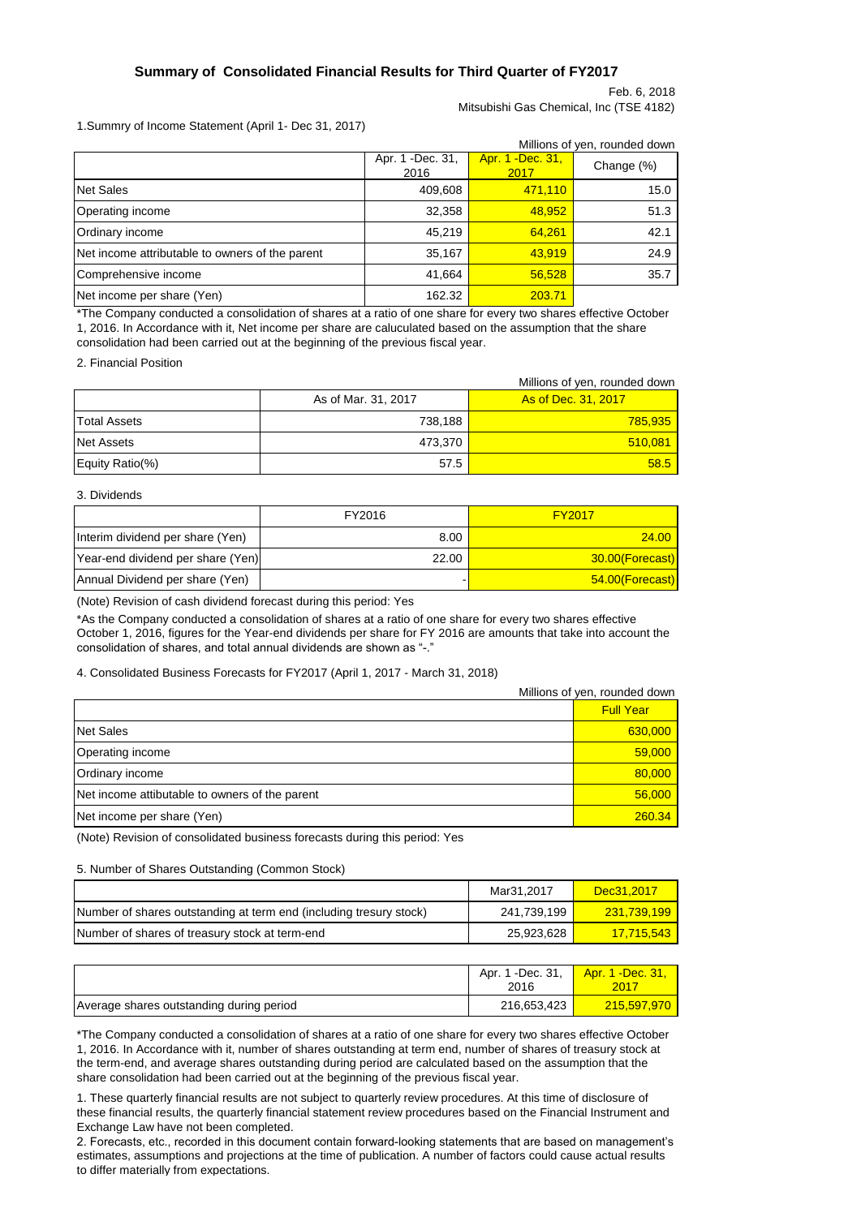# Summary of Consolidated Financial Results for Third Quarter of FY2017

Feb. 6, 2018

Mitsubishi Gas Chemical, Inc (TSE 4182)

1.Summry of Income Statement (April 1- Dec 31, 2017)

Millions of yen, rounded down

| | Apr. 1 -Dec. 31, 2016 | Apr. 1 -Dec. 31, 2017 | Change (%) |
|---|---|---|---|
| Net Sales | 409,608 | 471,110 | 15.0 |
| Operating income | 32,358 | 48,952 | 51.3 |
| Ordinary income | 45,219 | 64,261 | 42.1 |
| Net income attributable to owners of the parent | 35,167 | 43,919 | 24.9 |
| Comprehensive income | 41,664 | 56,528 | 35.7 |
| Net income per share (Yen) | 162.32 | 203.71 | |

*The Company conducted a consolidation of shares at a ratio of one share for every two shares effective October 1, 2016. In Accordance with it, Net income per share are caluculated based on the assumption that the share consolidation had been carried out at the beginning of the previous fiscal year.

2. Financial Position

Millions of yen, rounded down

| | As of Mar. 31, 2017 | As of Dec. 31, 2017 |
|---|---|---|
| Total Assets | 738,188 | 785,935 |
| Net Assets | 473,370 | 510,081 |
| Equity Ratio(%) | 57.5 | 58.5 |

3. Dividends

| | FY2016 | FY2017 |
|---|---|---|
| Interim dividend per share (Yen) | 8.00 | 24.00 |
| Year-end dividend per share (Yen) | 22.00 | 30.00(Forecast) |
| Annual Dividend per share (Yen) | - | 54.00(Forecast) |

(Note) Revision of cash dividend forecast during this period: Yes

*As the Company conducted a consolidation of shares at a ratio of one share for every two shares effective October 1, 2016, figures for the Year-end dividends per share for FY 2016 are amounts that take into account the consolidation of shares, and total annual dividends are shown as "-."

4. Consolidated Business Forecasts for FY2017 (April 1, 2017 - March 31, 2018)

Millions of yen, rounded down

| | Full Year |
|---|---|
| Net Sales | 630,000 |
| Operating income | 59,000 |
| Ordinary income | 80,000 |
| Net income attibutable to owners of the parent | 56,000 |
| Net income per share (Yen) | 260.34 |

(Note) Revision of consolidated business forecasts during this period: Yes

5. Number of Shares Outstanding (Common Stock)

| | Mar31,2017 | Dec31,2017 |
|---|---|---|
| Number of shares outstanding at term end (including tresury stock) | 241,739,199 | 231,739,199 |
| Number of shares of treasury stock at term-end | 25,923,628 | 17,715,543 |

| | Apr. 1 -Dec. 31, 2016 | Apr. 1 -Dec. 31, 2017 |
|---|---|---|
| Average shares outstanding during period | 216,653,423 | 215,597,970 |

*The Company conducted a consolidation of shares at a ratio of one share for every two shares effective October 1, 2016. In Accordance with it, number of shares outstanding at term end, number of shares of treasury stock at the term-end, and average shares outstanding during period are calculated based on the assumption that the share consolidation had been carried out at the beginning of the previous fiscal year.

1. These quarterly financial results are not subject to quarterly review procedures. At this time of disclosure of these financial results, the quarterly financial statement review procedures based on the Financial Instrument and Exchange Law have not been completed.
2. Forecasts, etc., recorded in this document contain forward-looking statements that are based on management's estimates, assumptions and projections at the time of publication. A number of factors could cause actual results to differ materially from expectations.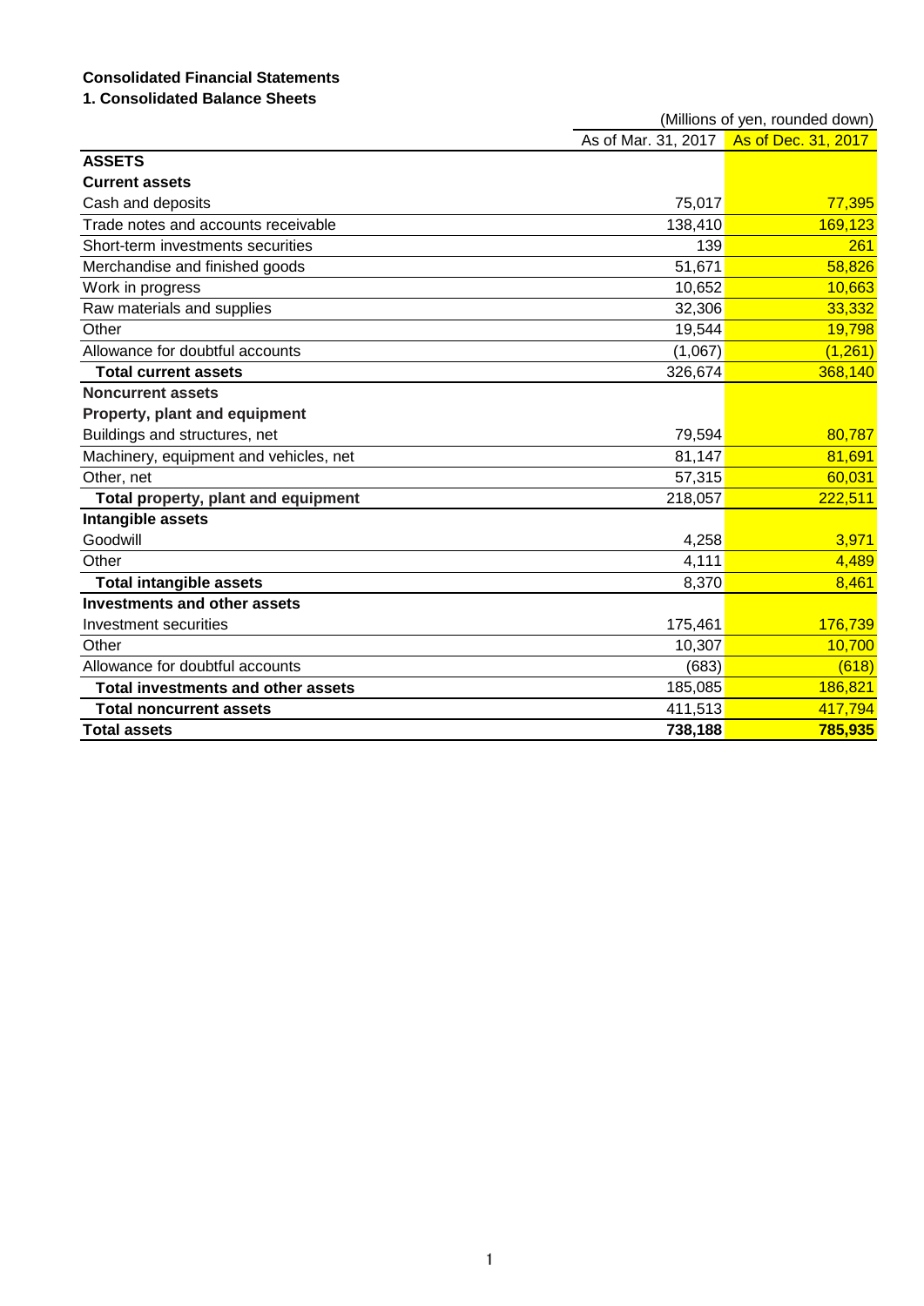## Consolidated Financial Statements

### 1. Consolidated Balance Sheets

(Millions of yen, rounded down)

| | As of Mar. 31, 2017 | As of Dec. 31, 2017 |
|---|---|---|
| **ASSETS** | | |
| **Current assets** | | |
| Cash and deposits | 75,017 | 77,395 |
| Trade notes and accounts receivable | 138,410 | 169,123 |
| Short-term investments securities | 139 | 261 |
| Merchandise and finished goods | 51,671 | 58,826 |
| Work in progress | 10,652 | 10,663 |
| Raw materials and supplies | 32,306 | 33,332 |
| Other | 19,544 | 19,798 |
| Allowance for doubtful accounts | (1,067) | (1,261) |
| **Total current assets** | 326,674 | 368,140 |
| **Noncurrent assets** | | |
| **Property, plant and equipment** | | |
| Buildings and structures, net | 79,594 | 80,787 |
| Machinery, equipment and vehicles, net | 81,147 | 81,691 |
| Other, net | 57,315 | 60,031 |
| **Total property, plant and equipment** | 218,057 | 222,511 |
| **Intangible assets** | | |
| Goodwill | 4,258 | 3,971 |
| Other | 4,111 | 4,489 |
| **Total intangible assets** | 8,370 | 8,461 |
| **Investments and other assets** | | |
| Investment securities | 175,461 | 176,739 |
| Other | 10,307 | 10,700 |
| Allowance for doubtful accounts | (683) | (618) |
| **Total investments and other assets** | 185,085 | 186,821 |
| **Total noncurrent assets** | 411,513 | 417,794 |
| **Total assets** | **738,188** | **785,935** |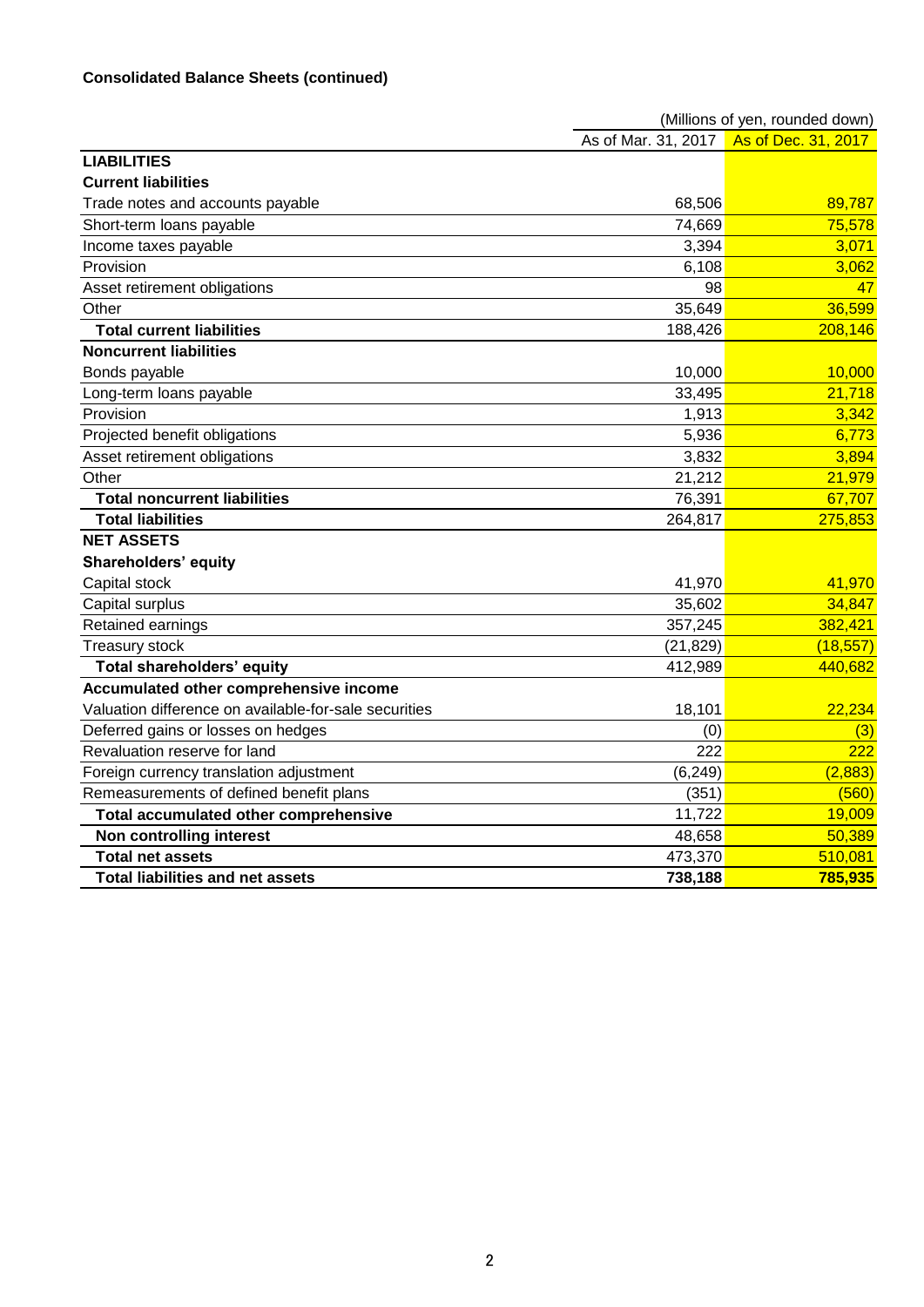**Consolidated Balance Sheets (continued)**

(Millions of yen, rounded down)

| | As of Mar. 31, 2017 | As of Dec. 31, 2017 |
|---|---|---|
| **LIABILITIES** | | |
| **Current liabilities** | | |
| Trade notes and accounts payable | 68,506 | 89,787 |
| Short-term loans payable | 74,669 | 75,578 |
| Income taxes payable | 3,394 | 3,071 |
| Provision | 6,108 | 3,062 |
| Asset retirement obligations | 98 | 47 |
| Other | 35,649 | 36,599 |
| **Total current liabilities** | 188,426 | 208,146 |
| **Noncurrent liabilities** | | |
| Bonds payable | 10,000 | 10,000 |
| Long-term loans payable | 33,495 | 21,718 |
| Provision | 1,913 | 3,342 |
| Projected benefit obligations | 5,936 | 6,773 |
| Asset retirement obligations | 3,832 | 3,894 |
| Other | 21,212 | 21,979 |
| **Total noncurrent liabilities** | 76,391 | 67,707 |
| **Total liabilities** | 264,817 | 275,853 |
| **NET ASSETS** | | |
| **Shareholders' equity** | | |
| Capital stock | 41,970 | 41,970 |
| Capital surplus | 35,602 | 34,847 |
| Retained earnings | 357,245 | 382,421 |
| Treasury stock | (21,829) | (18,557) |
| **Total shareholders' equity** | 412,989 | 440,682 |
| **Accumulated other comprehensive income** | | |
| Valuation difference on available-for-sale securities | 18,101 | 22,234 |
| Deferred gains or losses on hedges | (0) | (3) |
| Revaluation reserve for land | 222 | 222 |
| Foreign currency translation adjustment | (6,249) | (2,883) |
| Remeasurements of defined benefit plans | (351) | (560) |
| **Total accumulated other comprehensive** | 11,722 | 19,009 |
| **Non controlling interest** | 48,658 | 50,389 |
| **Total net assets** | 473,370 | 510,081 |
| **Total liabilities and net assets** | **738,188** | **785,935** |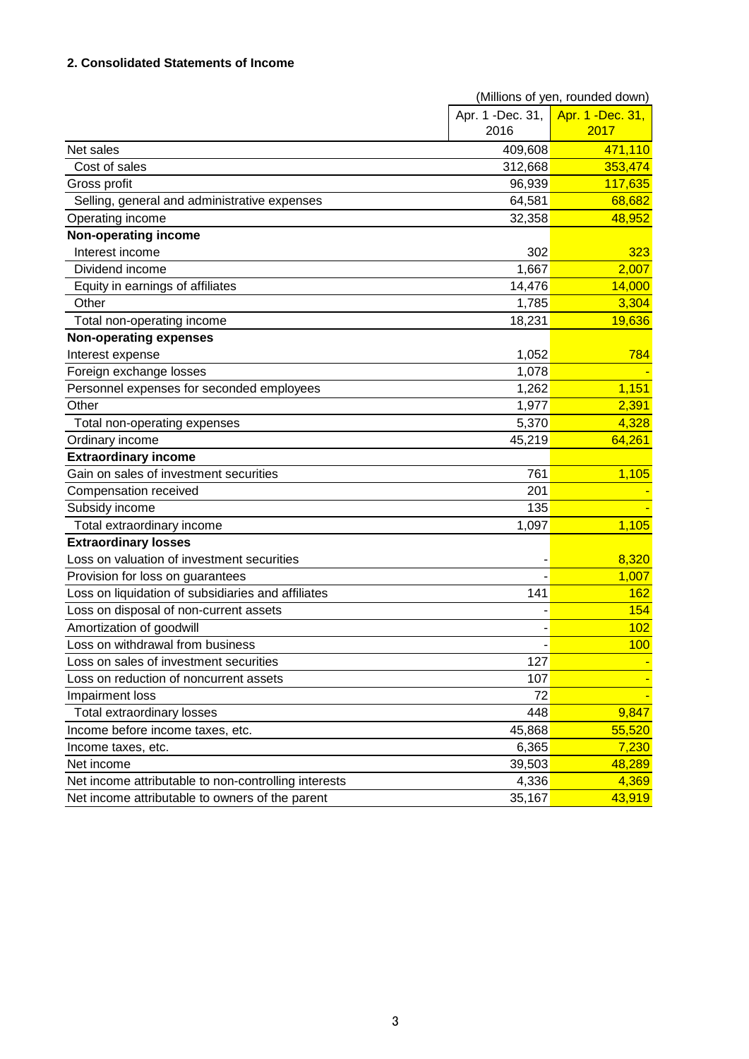## 2. Consolidated Statements of Income

(Millions of yen, rounded down)

| | Apr. 1 -Dec. 31, 2016 | Apr. 1 -Dec. 31, 2017 |
|---|---|---|
| Net sales | 409,608 | 471,110 |
| Cost of sales | 312,668 | 353,474 |
| Gross profit | 96,939 | 117,635 |
| Selling, general and administrative expenses | 64,581 | 68,682 |
| Operating income | 32,358 | 48,952 |
| **Non-operating income** | | |
| Interest income | 302 | 323 |
| Dividend income | 1,667 | 2,007 |
| Equity in earnings of affiliates | 14,476 | 14,000 |
| Other | 1,785 | 3,304 |
| Total non-operating income | 18,231 | 19,636 |
| **Non-operating expenses** | | |
| Interest expense | 1,052 | 784 |
| Foreign exchange losses | 1,078 | - |
| Personnel expenses for seconded employees | 1,262 | 1,151 |
| Other | 1,977 | 2,391 |
| Total non-operating expenses | 5,370 | 4,328 |
| Ordinary income | 45,219 | 64,261 |
| **Extraordinary income** | | |
| Gain on sales of investment securities | 761 | 1,105 |
| Compensation received | 201 | - |
| Subsidy income | 135 | - |
| Total extraordinary income | 1,097 | 1,105 |
| **Extraordinary losses** | | |
| Loss on valuation of investment securities | - | 8,320 |
| Provision for loss on guarantees | - | 1,007 |
| Loss on liquidation of subsidiaries and affiliates | 141 | 162 |
| Loss on disposal of non-current assets | - | 154 |
| Amortization of goodwill | - | 102 |
| Loss on withdrawal from business | - | 100 |
| Loss on sales of investment securities | 127 | - |
| Loss on reduction of noncurrent assets | 107 | - |
| Impairment loss | 72 | - |
| Total extraordinary losses | 448 | 9,847 |
| Income before income taxes, etc. | 45,868 | 55,520 |
| Income taxes, etc. | 6,365 | 7,230 |
| Net income | 39,503 | 48,289 |
| Net income attributable to non-controlling interests | 4,336 | 4,369 |
| Net income attributable to owners of the parent | 35,167 | 43,919 |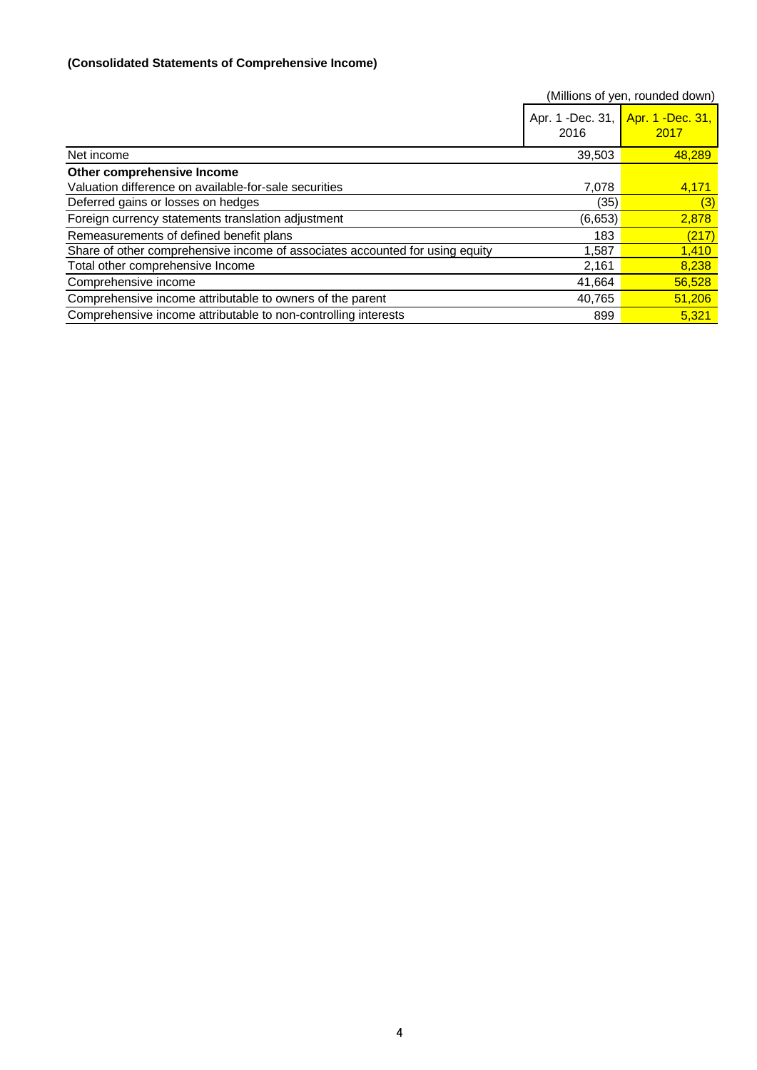**(Consolidated Statements of Comprehensive Income)**

(Millions of yen, rounded down)

| | Apr. 1 -Dec. 31, 2016 | Apr. 1 -Dec. 31, 2017 |
|---|---|---|
| Net income | 39,503 | 48,289 |
| **Other comprehensive Income** | | |
| Valuation difference on available-for-sale securities | 7,078 | 4,171 |
| Deferred gains or losses on hedges | (35) | (3) |
| Foreign currency statements translation adjustment | (6,653) | 2,878 |
| Remeasurements of defined benefit plans | 183 | (217) |
| Share of other comprehensive income of associates accounted for using equity | 1,587 | 1,410 |
| Total other comprehensive Income | 2,161 | 8,238 |
| Comprehensive income | 41,664 | 56,528 |
| Comprehensive income attributable to owners of the parent | 40,765 | 51,206 |
| Comprehensive income attributable to non-controlling interests | 899 | 5,321 |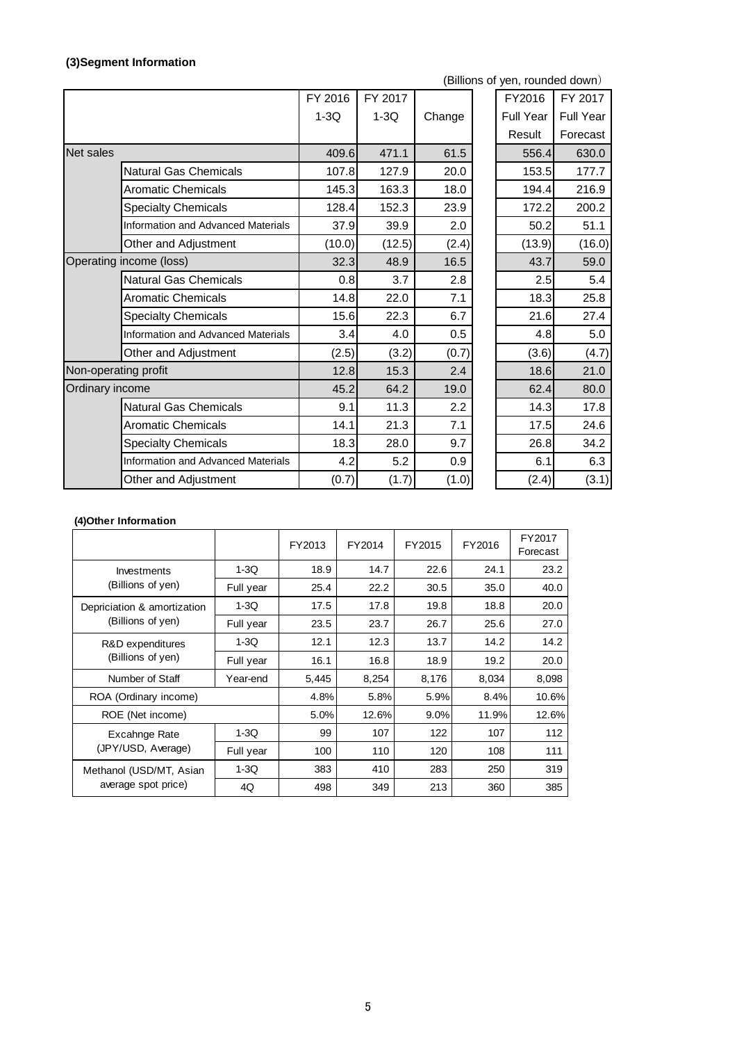### (3)Segment Information

(Billions of yen, rounded down)

| | | FY 2016 1-3Q | FY 2017 1-3Q | Change | FY2016 Full Year Result | FY 2017 Full Year Forecast |
|---|---|---|---|---|---|---|
| Net sales | | 409.6 | 471.1 | 61.5 | 556.4 | 630.0 |
| | Natural Gas Chemicals | 107.8 | 127.9 | 20.0 | 153.5 | 177.7 |
| | Aromatic Chemicals | 145.3 | 163.3 | 18.0 | 194.4 | 216.9 |
| | Specialty Chemicals | 128.4 | 152.3 | 23.9 | 172.2 | 200.2 |
| | Information and Advanced Materials | 37.9 | 39.9 | 2.0 | 50.2 | 51.1 |
| | Other and Adjustment | (10.0) | (12.5) | (2.4) | (13.9) | (16.0) |
| Operating income (loss) | | 32.3 | 48.9 | 16.5 | 43.7 | 59.0 |
| | Natural Gas Chemicals | 0.8 | 3.7 | 2.8 | 2.5 | 5.4 |
| | Aromatic Chemicals | 14.8 | 22.0 | 7.1 | 18.3 | 25.8 |
| | Specialty Chemicals | 15.6 | 22.3 | 6.7 | 21.6 | 27.4 |
| | Information and Advanced Materials | 3.4 | 4.0 | 0.5 | 4.8 | 5.0 |
| | Other and Adjustment | (2.5) | (3.2) | (0.7) | (3.6) | (4.7) |
| Non-operating profit | | 12.8 | 15.3 | 2.4 | 18.6 | 21.0 |
| Ordinary income | | 45.2 | 64.2 | 19.0 | 62.4 | 80.0 |
| | Natural Gas Chemicals | 9.1 | 11.3 | 2.2 | 14.3 | 17.8 |
| | Aromatic Chemicals | 14.1 | 21.3 | 7.1 | 17.5 | 24.6 |
| | Specialty Chemicals | 18.3 | 28.0 | 9.7 | 26.8 | 34.2 |
| | Information and Advanced Materials | 4.2 | 5.2 | 0.9 | 6.1 | 6.3 |
| | Other and Adjustment | (0.7) | (1.7) | (1.0) | (2.4) | (3.1) |

### (4)Other Information

| | | FY2013 | FY2014 | FY2015 | FY2016 | FY2017 Forecast |
|---|---|---|---|---|---|---|
| Investments (Billions of yen) | 1-3Q | 18.9 | 14.7 | 22.6 | 24.1 | 23.2 |
| | Full year | 25.4 | 22.2 | 30.5 | 35.0 | 40.0 |
| Depriciation & amortization (Billions of yen) | 1-3Q | 17.5 | 17.8 | 19.8 | 18.8 | 20.0 |
| | Full year | 23.5 | 23.7 | 26.7 | 25.6 | 27.0 |
| R&D expenditures (Billions of yen) | 1-3Q | 12.1 | 12.3 | 13.7 | 14.2 | 14.2 |
| | Full year | 16.1 | 16.8 | 18.9 | 19.2 | 20.0 |
| Number of Staff | Year-end | 5,445 | 8,254 | 8,176 | 8,034 | 8,098 |
| ROA (Ordinary income) | | 4.8% | 5.8% | 5.9% | 8.4% | 10.6% |
| ROE (Net income) | | 5.0% | 12.6% | 9.0% | 11.9% | 12.6% |
| Excahnge Rate (JPY/USD, Average) | 1-3Q | 99 | 107 | 122 | 107 | 112 |
| | Full year | 100 | 110 | 120 | 108 | 111 |
| Methanol (USD/MT, Asian average spot price) | 1-3Q | 383 | 410 | 283 | 250 | 319 |
| | 4Q | 498 | 349 | 213 | 360 | 385 |